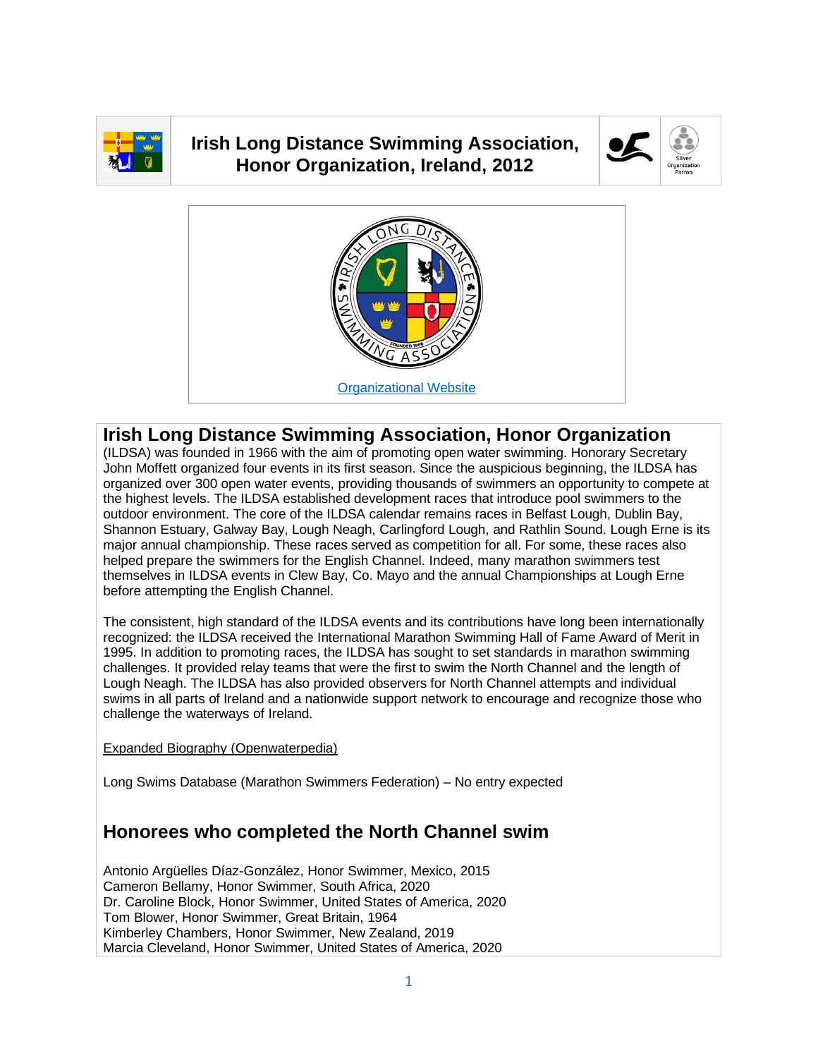# Irish Long Distance Swimming Association, Honor Organization, Ireland, 2012

Organizational Website

## Irish Long Distance Swimming Association, Honor Organization

(ILDSA) was founded in 1966 with the aim of promoting open water swimming. Honorary Secretary John Moffett organized four events in its first season. Since the auspicious beginning, the ILDSA has organized over 300 open water events, providing thousands of swimmers an opportunity to compete at the highest levels. The ILDSA established development races that introduce pool swimmers to the outdoor environment. The core of the ILDSA calendar remains races in Belfast Lough, Dublin Bay, Shannon Estuary, Galway Bay, Lough Neagh, Carlingford Lough, and Rathlin Sound. Lough Erne is its major annual championship. These races served as competition for all. For some, these races also helped prepare the swimmers for the English Channel. Indeed, many marathon swimmers test themselves in ILDSA events in Clew Bay, Co. Mayo and the annual Championships at Lough Erne before attempting the English Channel.

The consistent, high standard of the ILDSA events and its contributions have long been internationally recognized: the ILDSA received the International Marathon Swimming Hall of Fame Award of Merit in 1995. In addition to promoting races, the ILDSA has sought to set standards in marathon swimming challenges. It provided relay teams that were the first to swim the North Channel and the length of Lough Neagh. The ILDSA has also provided observers for North Channel attempts and individual swims in all parts of Ireland and a nationwide support network to encourage and recognize those who challenge the waterways of Ireland.

Expanded Biography (Openwaterpedia)

Long Swims Database (Marathon Swimmers Federation) – No entry expected

## Honorees who completed the North Channel swim

Antonio Argüelles Díaz-González, Honor Swimmer, Mexico, 2015
Cameron Bellamy, Honor Swimmer, South Africa, 2020
Dr. Caroline Block, Honor Swimmer, United States of America, 2020
Tom Blower, Honor Swimmer, Great Britain, 1964
Kimberley Chambers, Honor Swimmer, New Zealand, 2019
Marcia Cleveland, Honor Swimmer, United States of America, 2020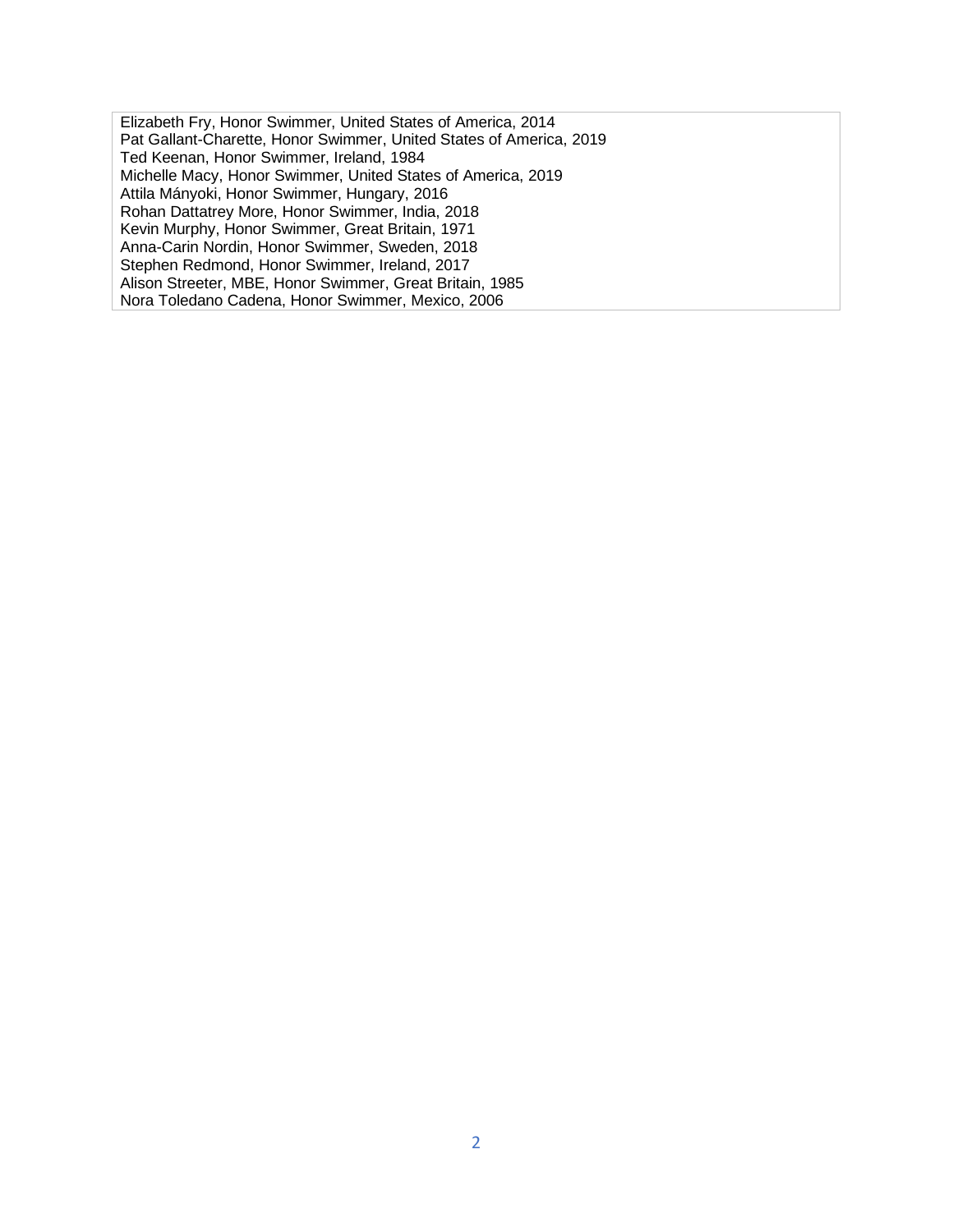Elizabeth Fry, Honor Swimmer, United States of America, 2014
Pat Gallant-Charette, Honor Swimmer, United States of America, 2019
Ted Keenan, Honor Swimmer, Ireland, 1984
Michelle Macy, Honor Swimmer, United States of America, 2019
Attila Mányoki, Honor Swimmer, Hungary, 2016
Rohan Dattatrey More, Honor Swimmer, India, 2018
Kevin Murphy, Honor Swimmer, Great Britain, 1971
Anna-Carin Nordin, Honor Swimmer, Sweden, 2018
Stephen Redmond, Honor Swimmer, Ireland, 2017
Alison Streeter, MBE, Honor Swimmer, Great Britain, 1985
Nora Toledano Cadena, Honor Swimmer, Mexico, 2006